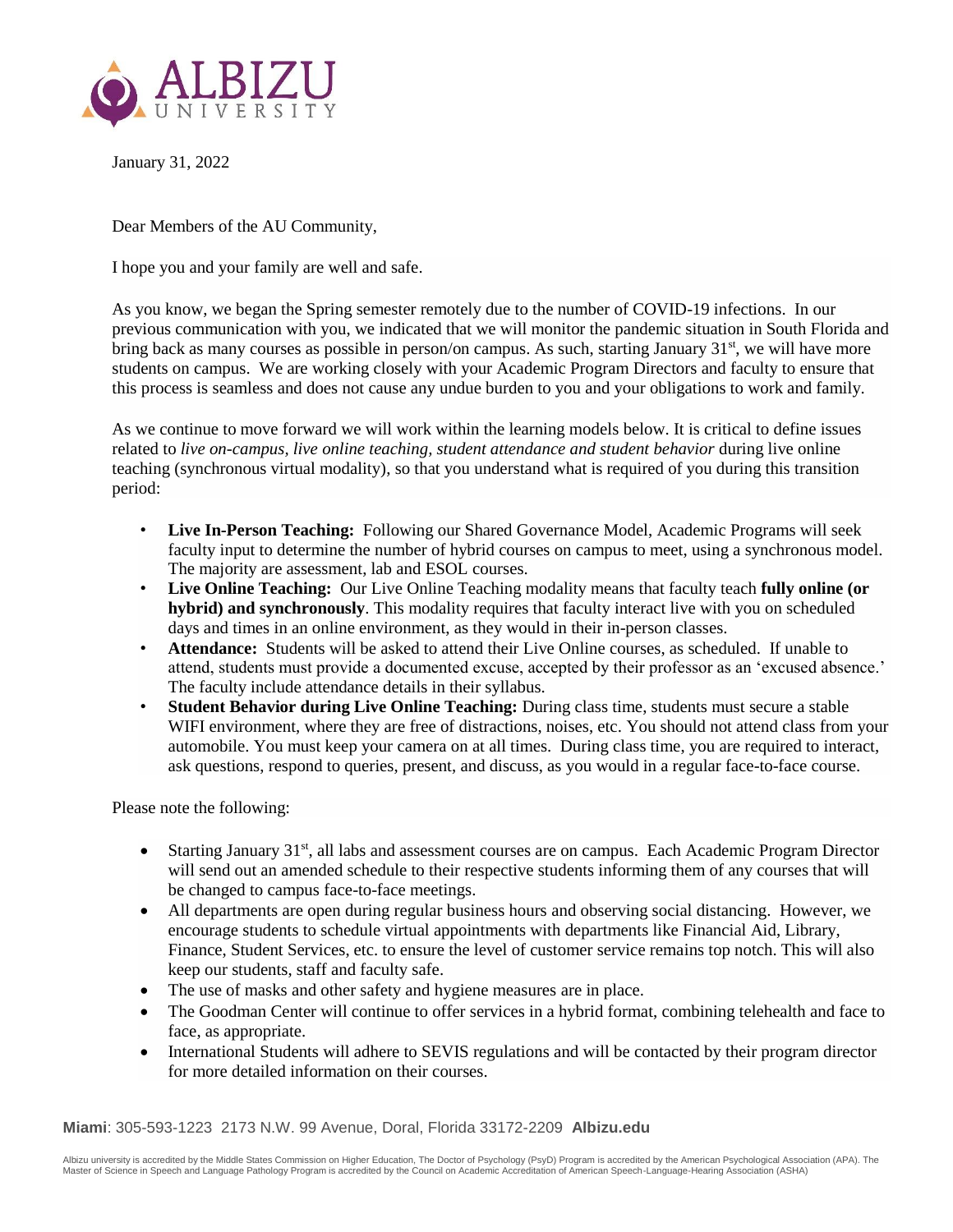January 31, 2022

Dear Members of the AU Community,

I hope you and your family are well and safe.

As you know, we began the Spring semester remotely due to the number of COVID-19 infections. In our previous communication with you, we indicated that we will monitor the pandemic situation in South Florida and bring back as many courses as possible in person/on campus. As such, starting January 31st, we will have more students on campus. We are working closely with your Academic Program Directors and faculty to ensure that this process is seamless and does not cause any undue burden to you and your obligations to work and family.

As we continue to move forward we will work within the learning models below. It is critical to define issues related to *live on-campus, live online teaching, student attendance and student behavior* during live online teaching (synchronous virtual modality), so that you understand what is required of you during this transition period:

- **Live In-Person Teaching:** Following our Shared Governance Model, Academic Programs will seek faculty input to determine the number of hybrid courses on campus to meet, using a synchronous model. The majority are assessment, lab and ESOL courses.
- **Live Online Teaching:** Our Live Online Teaching modality means that faculty teach **fully online (or hybrid) and synchronously**. This modality requires that faculty interact live with you on scheduled days and times in an online environment, as they would in their in-person classes.
- **Attendance:** Students will be asked to attend their Live Online courses, as scheduled. If unable to attend, students must provide a documented excuse, accepted by their professor as an 'excused absence.' The faculty include attendance details in their syllabus.
- **Student Behavior during Live Online Teaching:** During class time, students must secure a stable WIFI environment, where they are free of distractions, noises, etc. You should not attend class from your automobile. You must keep your camera on at all times. During class time, you are required to interact, ask questions, respond to queries, present, and discuss, as you would in a regular face-to-face course.

Please note the following:

- Starting January 31st, all labs and assessment courses are on campus. Each Academic Program Director will send out an amended schedule to their respective students informing them of any courses that will be changed to campus face-to-face meetings.
- All departments are open during regular business hours and observing social distancing. However, we encourage students to schedule virtual appointments with departments like Financial Aid, Library, Finance, Student Services, etc. to ensure the level of customer service remains top notch. This will also keep our students, staff and faculty safe.
- The use of masks and other safety and hygiene measures are in place.
- The Goodman Center will continue to offer services in a hybrid format, combining telehealth and face to face, as appropriate.
- International Students will adhere to SEVIS regulations and will be contacted by their program director for more detailed information on their courses.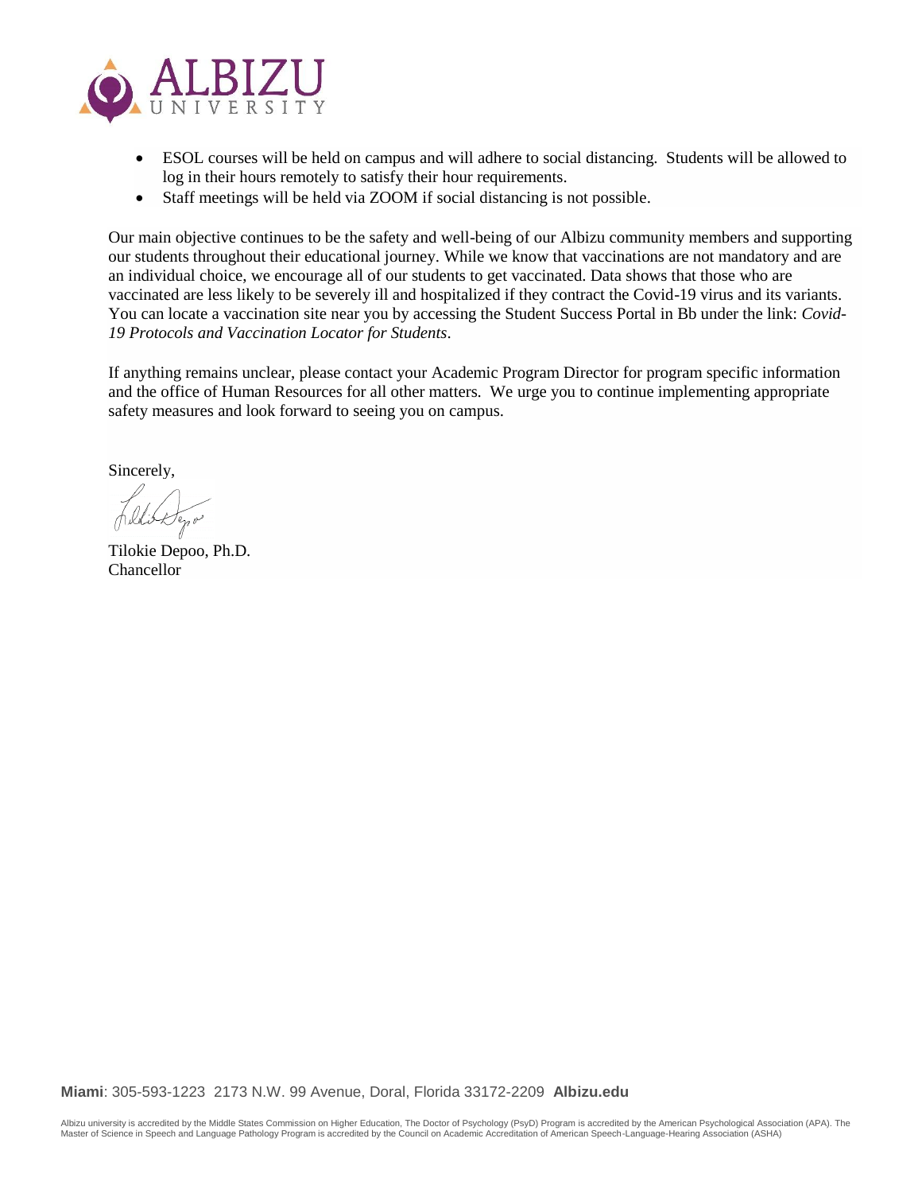- ESOL courses will be held on campus and will adhere to social distancing. Students will be allowed to log in their hours remotely to satisfy their hour requirements.
- Staff meetings will be held via ZOOM if social distancing is not possible.

Our main objective continues to be the safety and well-being of our Albizu community members and supporting our students throughout their educational journey. While we know that vaccinations are not mandatory and are an individual choice, we encourage all of our students to get vaccinated. Data shows that those who are vaccinated are less likely to be severely ill and hospitalized if they contract the Covid-19 virus and its variants. You can locate a vaccination site near you by accessing the Student Success Portal in Bb under the link: *Covid-19 Protocols and Vaccination Locator for Students*.

If anything remains unclear, please contact your Academic Program Director for program specific information and the office of Human Resources for all other matters. We urge you to continue implementing appropriate safety measures and look forward to seeing you on campus.

Sincerely,

Tilokie Depoo, Ph.D.
Chancellor

**Miami**: 305-593-1223 2173 N.W. 99 Avenue, Doral, Florida 33172-2209 **Albizu.edu**

Albizu university is accredited by the Middle States Commission on Higher Education, The Doctor of Psychology (PsyD) Program is accredited by the American Psychological Association (APA). The Master of Science in Speech and Language Pathology Program is accredited by the Council on Academic Accreditation of American Speech-Language-Hearing Association (ASHA)